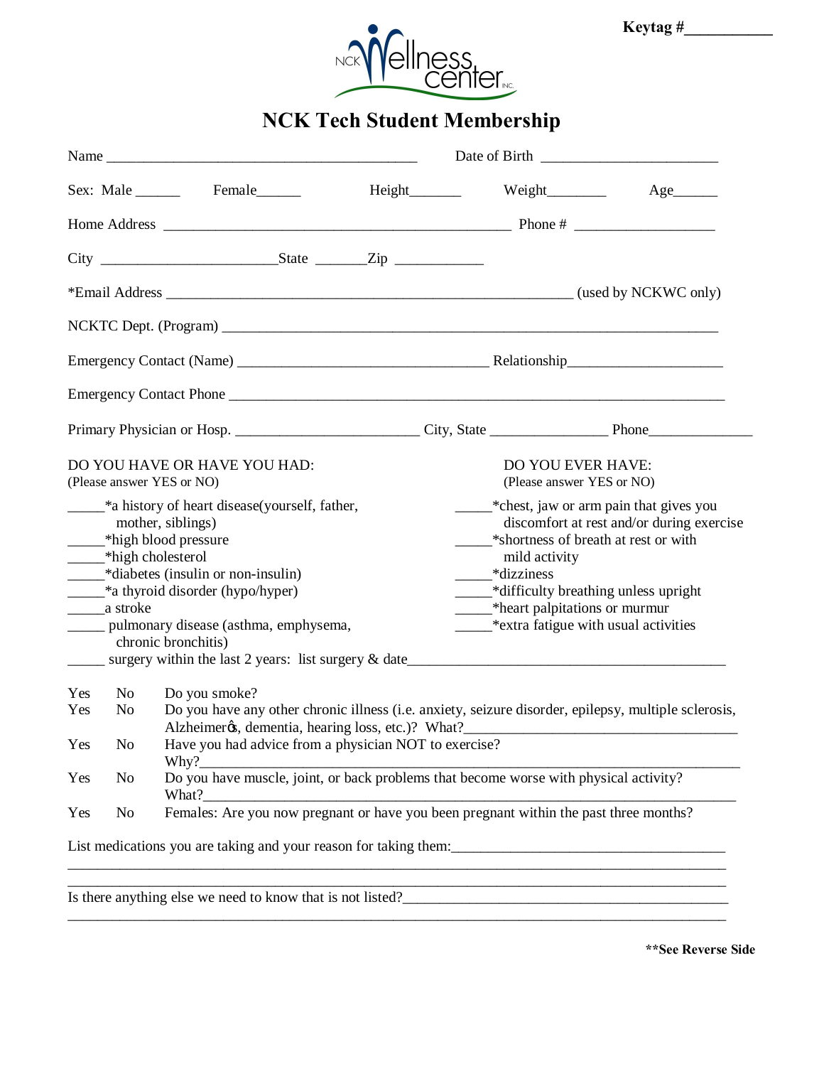**Keytag #___________**

NCK Wellness center INC.

# NCK Tech Student Membership

Name ________________________________________ Date of Birth ______________________

Sex: Male ______ Female______ Height_______ Weight________ Age______

Home Address ____________________________________________ Phone # __________________

City ______________________State _______Zip ____________

*Email Address ____________________________________________________ (used by NCKWC only)

NCKTC Dept. (Program) _______________________________________________________________

Emergency Contact (Name) ________________________________ Relationship____________________

Emergency Contact Phone ________________________________________________________________

Primary Physician or Hosp. ________________________ City, State _______________ Phone______________

DO YOU HAVE OR HAVE YOU HAD:
(Please answer YES or NO)

_____*a history of heart disease(yourself, father, mother, siblings)
_____*high blood pressure
_____*high cholesterol
_____*diabetes (insulin or non-insulin)
_____*a thyroid disorder (hypo/hyper)
_____a stroke
_____ pulmonary disease (asthma, emphysema, chronic bronchitis)
_____ surgery within the last 2 years: list surgery & date___________________________________________

DO YOU EVER HAVE:
(Please answer YES or NO)

_____*chest, jaw or arm pain that gives you discomfort at rest and/or during exercise
_____*shortness of breath at rest or with mild activity
_____*dizziness
_____*difficulty breathing unless upright
_____*heart palpitations or murmur
_____*extra fatigue with usual activities

Yes No Do you smoke?
Yes No Do you have any other chronic illness (i.e. anxiety, seizure disorder, epilepsy, multiple sclerosis, Alzheimer�s, dementia, hearing loss, etc.)? What?____________________________________
Yes No Have you had advice from a physician NOT to exercise? Why?_____________________________________________________________________________
Yes No Do you have muscle, joint, or back problems that become worse with physical activity? What?_____________________________________________________________________________
Yes No Females: Are you now pregnant or have you been pregnant within the past three months?

List medications you are taking and your reason for taking them:_____________________________________
_____________________________________________________________________________________
_____________________________________________________________________________________

Is there anything else we need to know that is not listed?___________________________________________
_____________________________________________________________________________________

**See Reverse Side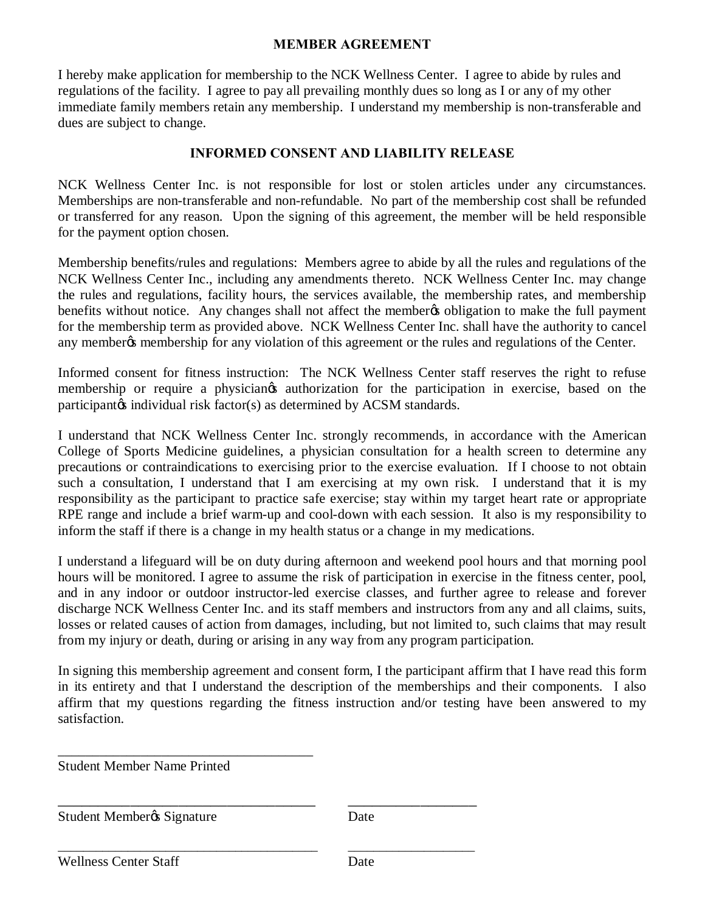## MEMBER AGREEMENT

I hereby make application for membership to the NCK Wellness Center. I agree to abide by rules and regulations of the facility. I agree to pay all prevailing monthly dues so long as I or any of my other immediate family members retain any membership. I understand my membership is non-transferable and dues are subject to change.

## INFORMED CONSENT AND LIABILITY RELEASE

NCK Wellness Center Inc. is not responsible for lost or stolen articles under any circumstances. Memberships are non-transferable and non-refundable. No part of the membership cost shall be refunded or transferred for any reason. Upon the signing of this agreement, the member will be held responsible for the payment option chosen.

Membership benefits/rules and regulations: Members agree to abide by all the rules and regulations of the NCK Wellness Center Inc., including any amendments thereto. NCK Wellness Center Inc. may change the rules and regulations, facility hours, the services available, the membership rates, and membership benefits without notice. Any changes shall not affect the member's obligation to make the full payment for the membership term as provided above. NCK Wellness Center Inc. shall have the authority to cancel any member's membership for any violation of this agreement or the rules and regulations of the Center.

Informed consent for fitness instruction: The NCK Wellness Center staff reserves the right to refuse membership or require a physician's authorization for the participation in exercise, based on the participant's individual risk factor(s) as determined by ACSM standards.

I understand that NCK Wellness Center Inc. strongly recommends, in accordance with the American College of Sports Medicine guidelines, a physician consultation for a health screen to determine any precautions or contraindications to exercising prior to the exercise evaluation. If I choose to not obtain such a consultation, I understand that I am exercising at my own risk. I understand that it is my responsibility as the participant to practice safe exercise; stay within my target heart rate or appropriate RPE range and include a brief warm-up and cool-down with each session. It also is my responsibility to inform the staff if there is a change in my health status or a change in my medications.

I understand a lifeguard will be on duty during afternoon and weekend pool hours and that morning pool hours will be monitored. I agree to assume the risk of participation in exercise in the fitness center, pool, and in any indoor or outdoor instructor-led exercise classes, and further agree to release and forever discharge NCK Wellness Center Inc. and its staff members and instructors from any and all claims, suits, losses or related causes of action from damages, including, but not limited to, such claims that may result from my injury or death, during or arising in any way from any program participation.

In signing this membership agreement and consent form, I the participant affirm that I have read this form in its entirety and that I understand the description of the memberships and their components. I also affirm that my questions regarding the fitness instruction and/or testing have been answered to my satisfaction.

______________________________________
Student Member Name Printed

______________________________________ ___________________
Student Member's Signature Date

______________________________________ ___________________
Wellness Center Staff Date